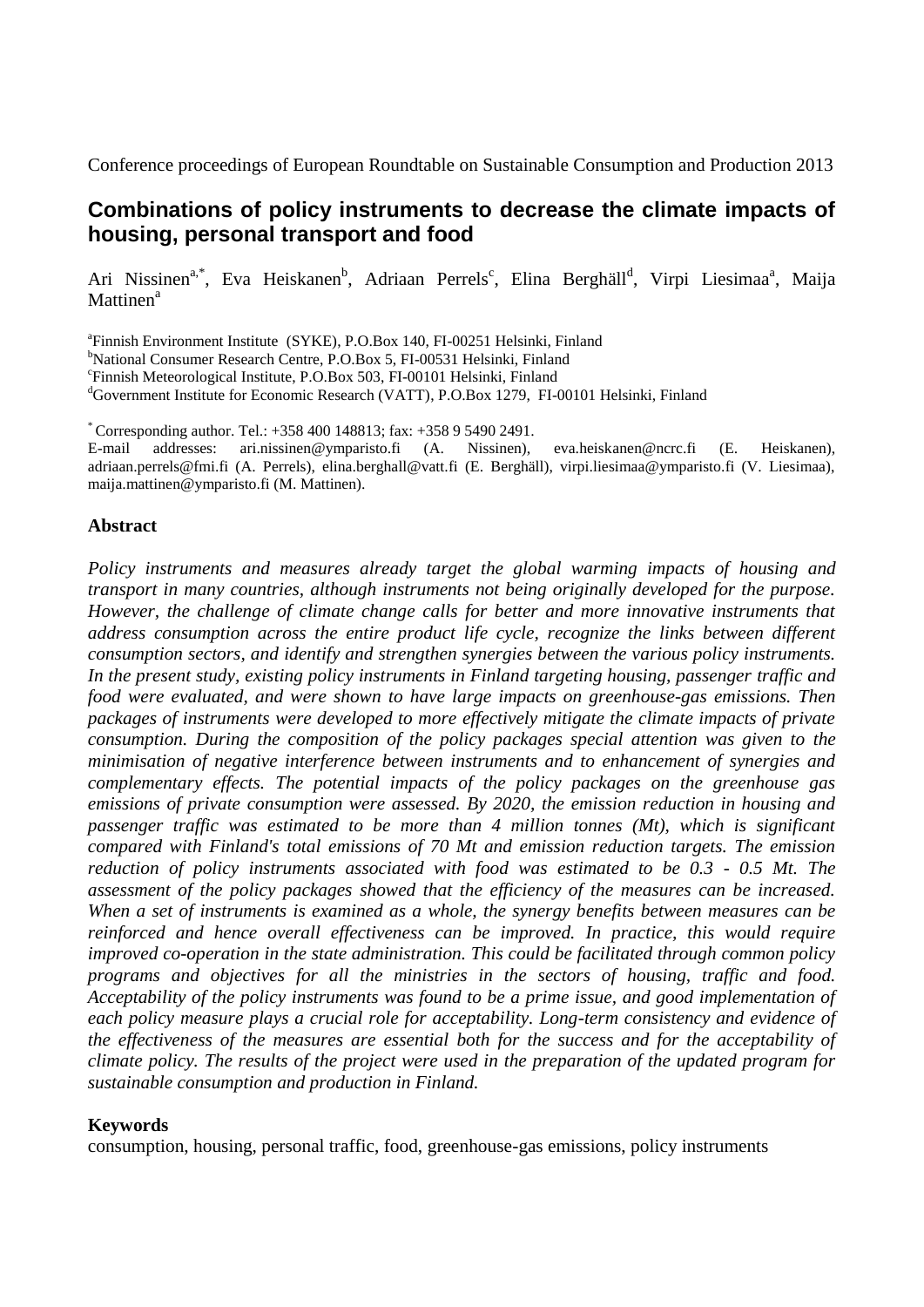Conference proceedings of European Roundtable on Sustainable Consumption and Production 2013

# Combinations of policy instruments to decrease the climate impacts of housing, personal transport and food

Ari Nissinen[a,*], Eva Heiskanen[b], Adriaan Perrels[c], Elina Berghäll[d], Virpi Liesimaa[a], Maija Mattinen[a]

[a]Finnish Environment Institute (SYKE), P.O.Box 140, FI-00251 Helsinki, Finland
[b]National Consumer Research Centre, P.O.Box 5, FI-00531 Helsinki, Finland
[c]Finnish Meteorological Institute, P.O.Box 503, FI-00101 Helsinki, Finland
[d]Government Institute for Economic Research (VATT), P.O.Box 1279, FI-00101 Helsinki, Finland

[*] Corresponding author. Tel.: +358 400 148813; fax: +358 9 5490 2491.
E-mail addresses: ari.nissinen@ymparisto.fi (A. Nissinen), eva.heiskanen@ncrc.fi (E. Heiskanen), adriaan.perrels@fmi.fi (A. Perrels), elina.berghall@vatt.fi (E. Berghäll), virpi.liesimaa@ymparisto.fi (V. Liesimaa), maija.mattinen@ymparisto.fi (M. Mattinen).

## Abstract

*Policy instruments and measures already target the global warming impacts of housing and transport in many countries, although instruments not being originally developed for the purpose. However, the challenge of climate change calls for better and more innovative instruments that address consumption across the entire product life cycle, recognize the links between different consumption sectors, and identify and strengthen synergies between the various policy instruments. In the present study, existing policy instruments in Finland targeting housing, passenger traffic and food were evaluated, and were shown to have large impacts on greenhouse-gas emissions. Then packages of instruments were developed to more effectively mitigate the climate impacts of private consumption. During the composition of the policy packages special attention was given to the minimisation of negative interference between instruments and to enhancement of synergies and complementary effects. The potential impacts of the policy packages on the greenhouse gas emissions of private consumption were assessed. By 2020, the emission reduction in housing and passenger traffic was estimated to be more than 4 million tonnes (Mt), which is significant compared with Finland's total emissions of 70 Mt and emission reduction targets. The emission reduction of policy instruments associated with food was estimated to be 0.3 - 0.5 Mt. The assessment of the policy packages showed that the efficiency of the measures can be increased. When a set of instruments is examined as a whole, the synergy benefits between measures can be reinforced and hence overall effectiveness can be improved. In practice, this would require improved co-operation in the state administration. This could be facilitated through common policy programs and objectives for all the ministries in the sectors of housing, traffic and food. Acceptability of the policy instruments was found to be a prime issue, and good implementation of each policy measure plays a crucial role for acceptability. Long-term consistency and evidence of the effectiveness of the measures are essential both for the success and for the acceptability of climate policy. The results of the project were used in the preparation of the updated program for sustainable consumption and production in Finland.*

## Keywords

consumption, housing, personal traffic, food, greenhouse-gas emissions, policy instruments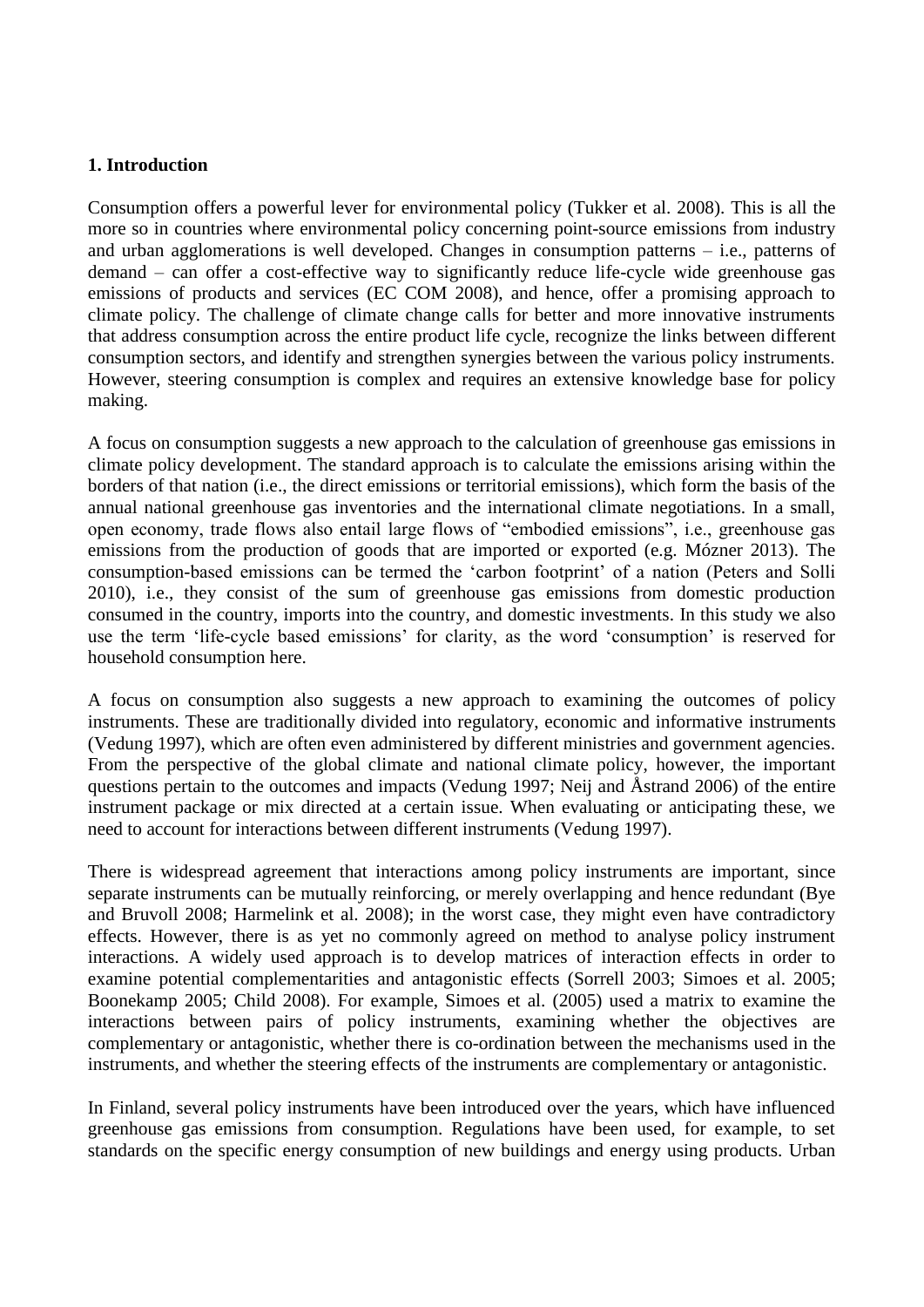## 1. Introduction

Consumption offers a powerful lever for environmental policy (Tukker et al. 2008). This is all the more so in countries where environmental policy concerning point-source emissions from industry and urban agglomerations is well developed. Changes in consumption patterns – i.e., patterns of demand – can offer a cost-effective way to significantly reduce life-cycle wide greenhouse gas emissions of products and services (EC COM 2008), and hence, offer a promising approach to climate policy. The challenge of climate change calls for better and more innovative instruments that address consumption across the entire product life cycle, recognize the links between different consumption sectors, and identify and strengthen synergies between the various policy instruments. However, steering consumption is complex and requires an extensive knowledge base for policy making.

A focus on consumption suggests a new approach to the calculation of greenhouse gas emissions in climate policy development. The standard approach is to calculate the emissions arising within the borders of that nation (i.e., the direct emissions or territorial emissions), which form the basis of the annual national greenhouse gas inventories and the international climate negotiations. In a small, open economy, trade flows also entail large flows of "embodied emissions", i.e., greenhouse gas emissions from the production of goods that are imported or exported (e.g. Mózner 2013). The consumption-based emissions can be termed the 'carbon footprint' of a nation (Peters and Solli 2010), i.e., they consist of the sum of greenhouse gas emissions from domestic production consumed in the country, imports into the country, and domestic investments. In this study we also use the term 'life-cycle based emissions' for clarity, as the word 'consumption' is reserved for household consumption here.

A focus on consumption also suggests a new approach to examining the outcomes of policy instruments. These are traditionally divided into regulatory, economic and informative instruments (Vedung 1997), which are often even administered by different ministries and government agencies. From the perspective of the global climate and national climate policy, however, the important questions pertain to the outcomes and impacts (Vedung 1997; Neij and Åstrand 2006) of the entire instrument package or mix directed at a certain issue. When evaluating or anticipating these, we need to account for interactions between different instruments (Vedung 1997).

There is widespread agreement that interactions among policy instruments are important, since separate instruments can be mutually reinforcing, or merely overlapping and hence redundant (Bye and Bruvoll 2008; Harmelink et al. 2008); in the worst case, they might even have contradictory effects. However, there is as yet no commonly agreed on method to analyse policy instrument interactions. A widely used approach is to develop matrices of interaction effects in order to examine potential complementarities and antagonistic effects (Sorrell 2003; Simoes et al. 2005; Boonekamp 2005; Child 2008). For example, Simoes et al. (2005) used a matrix to examine the interactions between pairs of policy instruments, examining whether the objectives are complementary or antagonistic, whether there is co-ordination between the mechanisms used in the instruments, and whether the steering effects of the instruments are complementary or antagonistic.

In Finland, several policy instruments have been introduced over the years, which have influenced greenhouse gas emissions from consumption. Regulations have been used, for example, to set standards on the specific energy consumption of new buildings and energy using products. Urban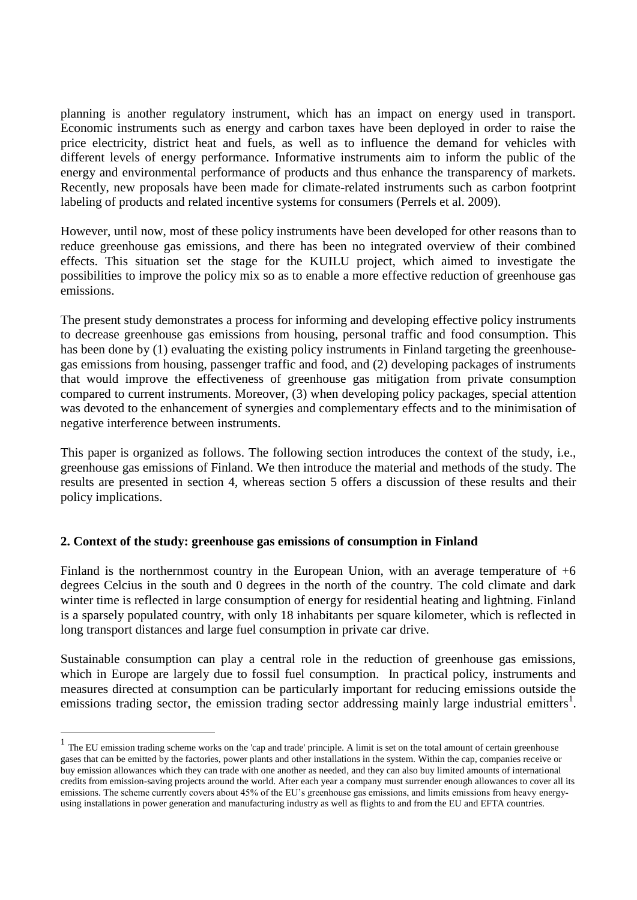planning is another regulatory instrument, which has an impact on energy used in transport. Economic instruments such as energy and carbon taxes have been deployed in order to raise the price electricity, district heat and fuels, as well as to influence the demand for vehicles with different levels of energy performance. Informative instruments aim to inform the public of the energy and environmental performance of products and thus enhance the transparency of markets. Recently, new proposals have been made for climate-related instruments such as carbon footprint labeling of products and related incentive systems for consumers (Perrels et al. 2009).

However, until now, most of these policy instruments have been developed for other reasons than to reduce greenhouse gas emissions, and there has been no integrated overview of their combined effects. This situation set the stage for the KUILU project, which aimed to investigate the possibilities to improve the policy mix so as to enable a more effective reduction of greenhouse gas emissions.

The present study demonstrates a process for informing and developing effective policy instruments to decrease greenhouse gas emissions from housing, personal traffic and food consumption. This has been done by (1) evaluating the existing policy instruments in Finland targeting the greenhouse-gas emissions from housing, passenger traffic and food, and (2) developing packages of instruments that would improve the effectiveness of greenhouse gas mitigation from private consumption compared to current instruments. Moreover, (3) when developing policy packages, special attention was devoted to the enhancement of synergies and complementary effects and to the minimisation of negative interference between instruments.

This paper is organized as follows. The following section introduces the context of the study, i.e., greenhouse gas emissions of Finland. We then introduce the material and methods of the study. The results are presented in section 4, whereas section 5 offers a discussion of these results and their policy implications.

## 2. Context of the study: greenhouse gas emissions of consumption in Finland

Finland is the northernmost country in the European Union, with an average temperature of +6 degrees Celcius in the south and 0 degrees in the north of the country. The cold climate and dark winter time is reflected in large consumption of energy for residential heating and lightning. Finland is a sparsely populated country, with only 18 inhabitants per square kilometer, which is reflected in long transport distances and large fuel consumption in private car drive.

Sustainable consumption can play a central role in the reduction of greenhouse gas emissions, which in Europe are largely due to fossil fuel consumption. In practical policy, instruments and measures directed at consumption can be particularly important for reducing emissions outside the emissions trading sector, the emission trading sector addressing mainly large industrial emitters[1].

[1] The EU emission trading scheme works on the 'cap and trade' principle. A limit is set on the total amount of certain greenhouse gases that can be emitted by the factories, power plants and other installations in the system. Within the cap, companies receive or buy emission allowances which they can trade with one another as needed, and they can also buy limited amounts of international credits from emission-saving projects around the world. After each year a company must surrender enough allowances to cover all its emissions. The scheme currently covers about 45% of the EU's greenhouse gas emissions, and limits emissions from heavy energy-using installations in power generation and manufacturing industry as well as flights to and from the EU and EFTA countries.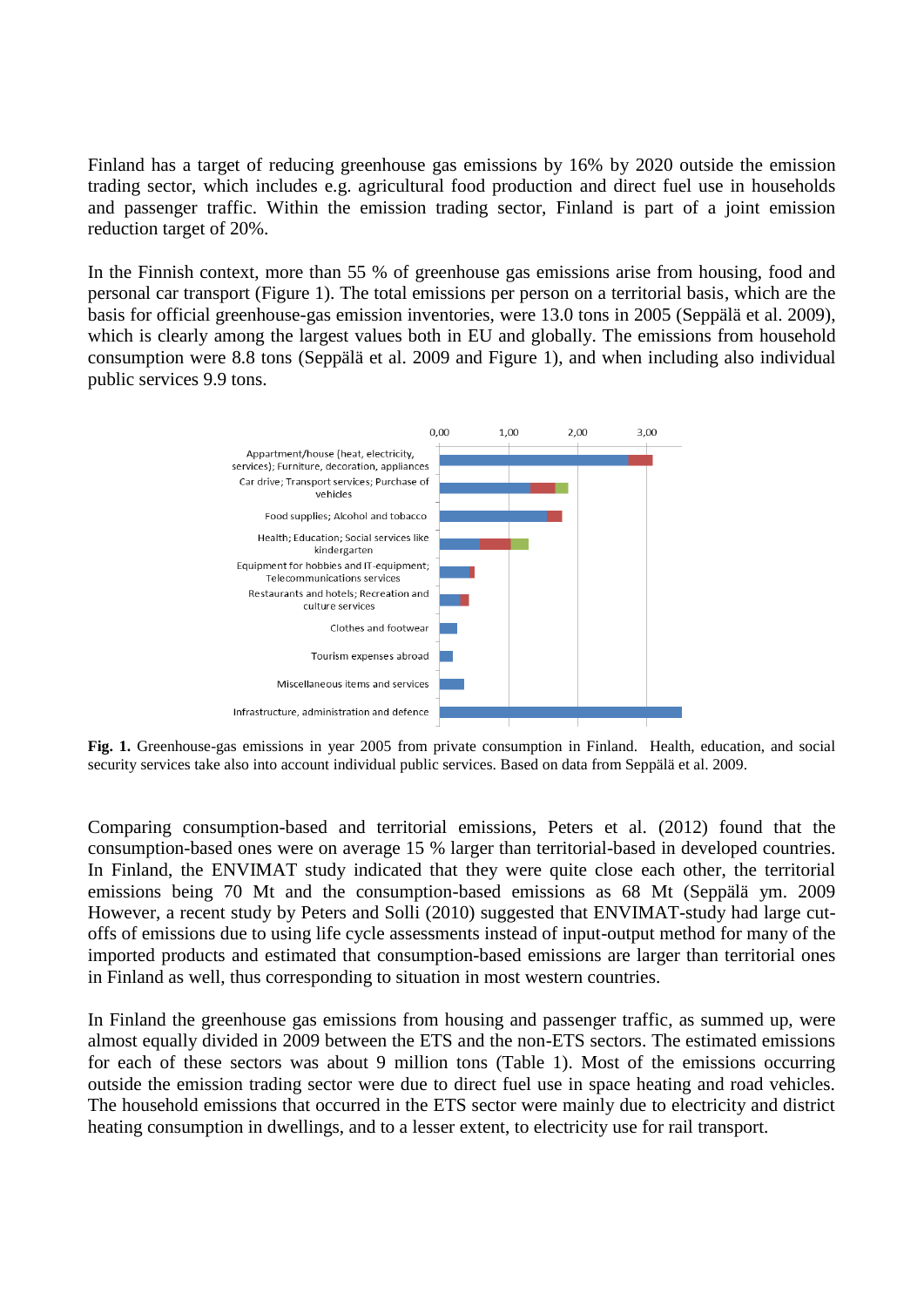Finland has a target of reducing greenhouse gas emissions by 16% by 2020 outside the emission trading sector, which includes e.g. agricultural food production and direct fuel use in households and passenger traffic. Within the emission trading sector, Finland is part of a joint emission reduction target of 20%.

In the Finnish context, more than 55 % of greenhouse gas emissions arise from housing, food and personal car transport (Figure 1). The total emissions per person on a territorial basis, which are the basis for official greenhouse-gas emission inventories, were 13.0 tons in 2005 (Seppälä et al. 2009), which is clearly among the largest values both in EU and globally. The emissions from household consumption were 8.8 tons (Seppälä et al. 2009 and Figure 1), and when including also individual public services 9.9 tons.

**Fig. 1.** Greenhouse-gas emissions in year 2005 from private consumption in Finland. Health, education, and social security services take also into account individual public services. Based on data from Seppälä et al. 2009.

Comparing consumption-based and territorial emissions, Peters et al. (2012) found that the consumption-based ones were on average 15 % larger than territorial-based in developed countries. In Finland, the ENVIMAT study indicated that they were quite close each other, the territorial emissions being 70 Mt and the consumption-based emissions as 68 Mt (Seppälä ym. 2009 However, a recent study by Peters and Solli (2010) suggested that ENVIMAT-study had large cut-offs of emissions due to using life cycle assessments instead of input-output method for many of the imported products and estimated that consumption-based emissions are larger than territorial ones in Finland as well, thus corresponding to situation in most western countries.

In Finland the greenhouse gas emissions from housing and passenger traffic, as summed up, were almost equally divided in 2009 between the ETS and the non-ETS sectors. The estimated emissions for each of these sectors was about 9 million tons (Table 1). Most of the emissions occurring outside the emission trading sector were due to direct fuel use in space heating and road vehicles. The household emissions that occurred in the ETS sector were mainly due to electricity and district heating consumption in dwellings, and to a lesser extent, to electricity use for rail transport.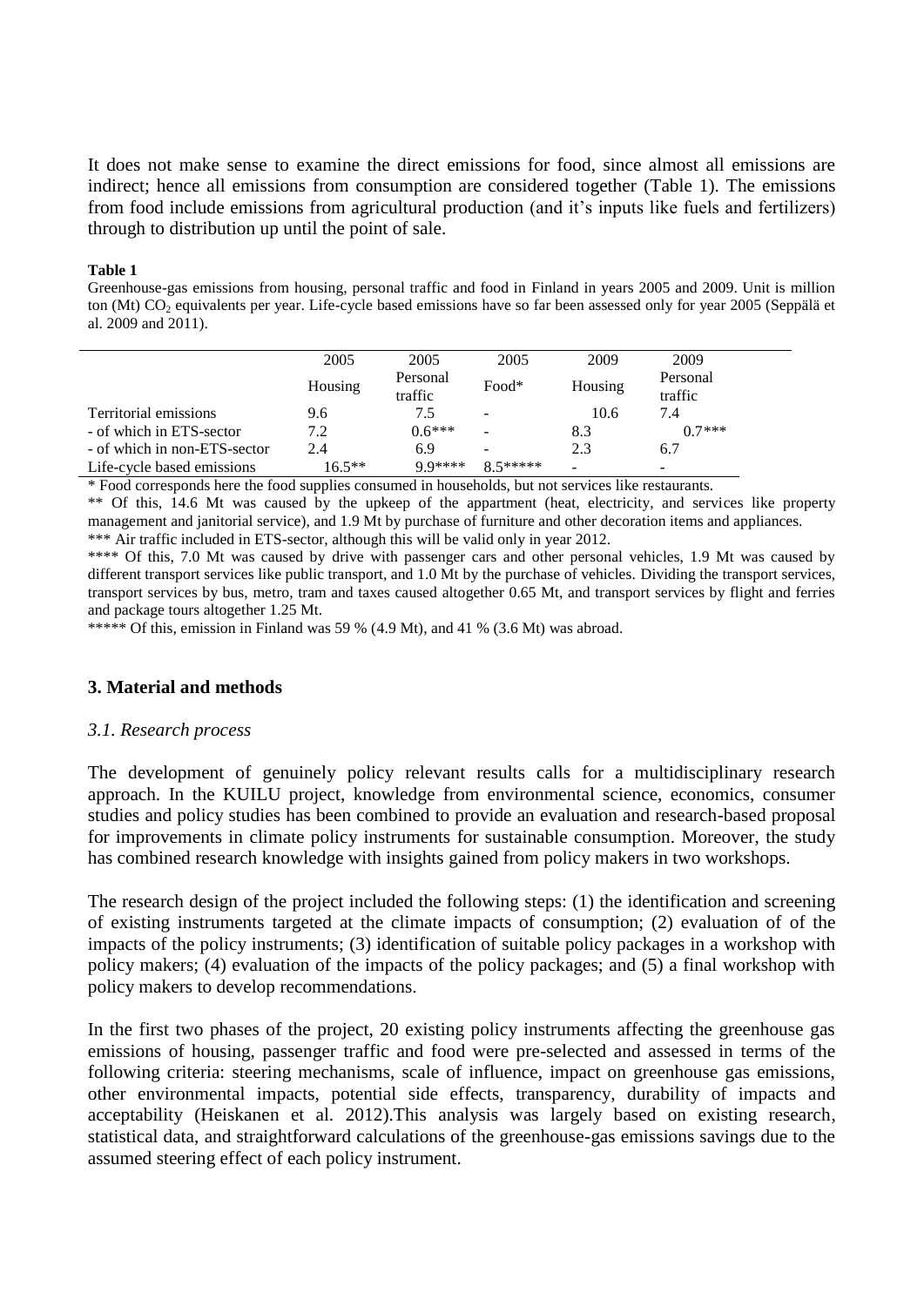It does not make sense to examine the direct emissions for food, since almost all emissions are indirect; hence all emissions from consumption are considered together (Table 1). The emissions from food include emissions from agricultural production (and it's inputs like fuels and fertilizers) through to distribution up until the point of sale.

**Table 1**

Greenhouse-gas emissions from housing, personal traffic and food in Finland in years 2005 and 2009. Unit is million ton (Mt) $CO_2$ equivalents per year. Life-cycle based emissions have so far been assessed only for year 2005 (Seppälä et al. 2009 and 2011).

| | 2005 | 2005 | 2005 | 2009 | 2009 |
|---|---|---|---|---|---|
| | Housing | Personal traffic | Food* | Housing | Personal traffic |
| Territorial emissions | 9.6 | 7.5 | - | 10.6 | 7.4 |
| - of which in ETS-sector | 7.2 | 0.6*** | - | 8.3 | 0.7*** |
| - of which in non-ETS-sector | 2.4 | 6.9 | - | 2.3 | 6.7 |
| Life-cycle based emissions | 16.5** | 9.9**** | 8.5***** | - | - |

\* Food corresponds here the food supplies consumed in households, but not services like restaurants.

** Of this, 14.6 Mt was caused by the upkeep of the appartment (heat, electricity, and services like property management and janitorial service), and 1.9 Mt by purchase of furniture and other decoration items and appliances.

*** Air traffic included in ETS-sector, although this will be valid only in year 2012.

**** Of this, 7.0 Mt was caused by drive with passenger cars and other personal vehicles, 1.9 Mt was caused by different transport services like public transport, and 1.0 Mt by the purchase of vehicles. Dividing the transport services, transport services by bus, metro, tram and taxes caused altogether 0.65 Mt, and transport services by flight and ferries and package tours altogether 1.25 Mt.

***** Of this, emission in Finland was 59 % (4.9 Mt), and 41 % (3.6 Mt) was abroad.

## 3. Material and methods

### *3.1. Research process*

The development of genuinely policy relevant results calls for a multidisciplinary research approach. In the KUILU project, knowledge from environmental science, economics, consumer studies and policy studies has been combined to provide an evaluation and research-based proposal for improvements in climate policy instruments for sustainable consumption. Moreover, the study has combined research knowledge with insights gained from policy makers in two workshops.

The research design of the project included the following steps: (1) the identification and screening of existing instruments targeted at the climate impacts of consumption; (2) evaluation of of the impacts of the policy instruments; (3) identification of suitable policy packages in a workshop with policy makers; (4) evaluation of the impacts of the policy packages; and (5) a final workshop with policy makers to develop recommendations.

In the first two phases of the project, 20 existing policy instruments affecting the greenhouse gas emissions of housing, passenger traffic and food were pre-selected and assessed in terms of the following criteria: steering mechanisms, scale of influence, impact on greenhouse gas emissions, other environmental impacts, potential side effects, transparency, durability of impacts and acceptability (Heiskanen et al. 2012).This analysis was largely based on existing research, statistical data, and straightforward calculations of the greenhouse-gas emissions savings due to the assumed steering effect of each policy instrument.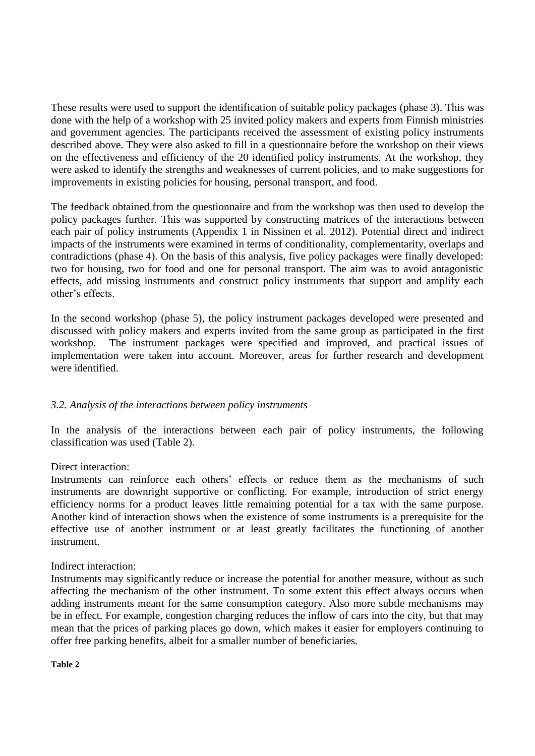These results were used to support the identification of suitable policy packages (phase 3). This was done with the help of a workshop with 25 invited policy makers and experts from Finnish ministries and government agencies. The participants received the assessment of existing policy instruments described above. They were also asked to fill in a questionnaire before the workshop on their views on the effectiveness and efficiency of the 20 identified policy instruments. At the workshop, they were asked to identify the strengths and weaknesses of current policies, and to make suggestions for improvements in existing policies for housing, personal transport, and food.

The feedback obtained from the questionnaire and from the workshop was then used to develop the policy packages further. This was supported by constructing matrices of the interactions between each pair of policy instruments (Appendix 1 in Nissinen et al. 2012). Potential direct and indirect impacts of the instruments were examined in terms of conditionality, complementarity, overlaps and contradictions (phase 4). On the basis of this analysis, five policy packages were finally developed: two for housing, two for food and one for personal transport. The aim was to avoid antagonistic effects, add missing instruments and construct policy instruments that support and amplify each other's effects.

In the second workshop (phase 5), the policy instrument packages developed were presented and discussed with policy makers and experts invited from the same group as participated in the first workshop. The instrument packages were specified and improved, and practical issues of implementation were taken into account. Moreover, areas for further research and development were identified.

### *3.2. Analysis of the interactions between policy instruments*

In the analysis of the interactions between each pair of policy instruments, the following classification was used (Table 2).

Direct interaction:
Instruments can reinforce each others' effects or reduce them as the mechanisms of such instruments are downright supportive or conflicting. For example, introduction of strict energy efficiency norms for a product leaves little remaining potential for a tax with the same purpose. Another kind of interaction shows when the existence of some instruments is a prerequisite for the effective use of another instrument or at least greatly facilitates the functioning of another instrument.

Indirect interaction:
Instruments may significantly reduce or increase the potential for another measure, without as such affecting the mechanism of the other instrument. To some extent this effect always occurs when adding instruments meant for the same consumption category. Also more subtle mechanisms may be in effect. For example, congestion charging reduces the inflow of cars into the city, but that may mean that the prices of parking places go down, which makes it easier for employers continuing to offer free parking benefits, albeit for a smaller number of beneficiaries.

**Table 2**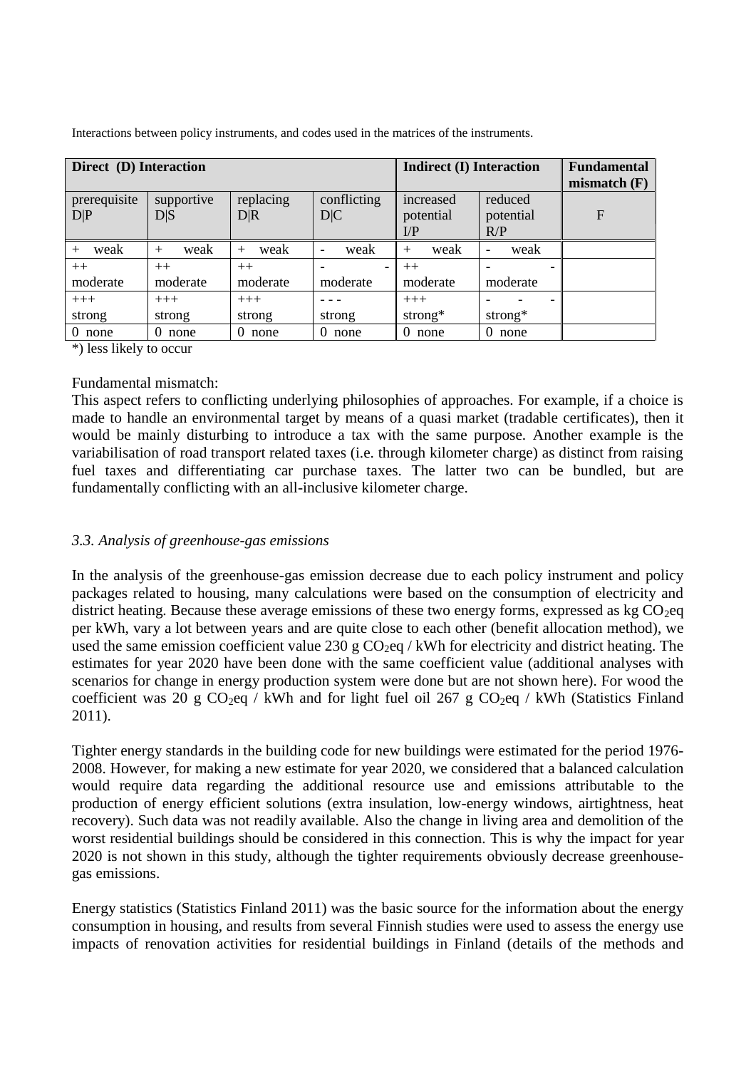Interactions between policy instruments, and codes used in the matrices of the instruments.

| **Direct (D) Interaction** | | | | **Indirect (I) Interaction** | | **Fundamental mismatch (F)** |
|---|---|---|---|---|---|---|
| prerequisite D\|P | supportive D\|S | replacing D\|R | conflicting D\|C | increased potential I/P | reduced potential R/P | F |
| + weak | + weak | + weak | - weak | + weak | - weak | |
| ++ moderate | ++ moderate | ++ moderate | - - moderate | ++ moderate | - - moderate | |
| +++ strong | +++ strong | +++ strong | - - - strong | +++ strong* | - - - strong* | |
| 0 none | 0 none | 0 none | 0 none | 0 none | 0 none | |

*) less likely to occur

Fundamental mismatch:
This aspect refers to conflicting underlying philosophies of approaches. For example, if a choice is made to handle an environmental target by means of a quasi market (tradable certificates), then it would be mainly disturbing to introduce a tax with the same purpose. Another example is the variabilisation of road transport related taxes (i.e. through kilometer charge) as distinct from raising fuel taxes and differentiating car purchase taxes. The latter two can be bundled, but are fundamentally conflicting with an all-inclusive kilometer charge.

### *3.3. Analysis of greenhouse-gas emissions*

In the analysis of the greenhouse-gas emission decrease due to each policy instrument and policy packages related to housing, many calculations were based on the consumption of electricity and district heating. Because these average emissions of these two energy forms, expressed as kg $CO_2$eq per kWh, vary a lot between years and are quite close to each other (benefit allocation method), we used the same emission coefficient value 230 g $CO_2$eq / kWh for electricity and district heating. The estimates for year 2020 have been done with the same coefficient value (additional analyses with scenarios for change in energy production system were done but are not shown here). For wood the coefficient was 20 g $CO_2$eq / kWh and for light fuel oil 267 g $CO_2$eq / kWh (Statistics Finland 2011).

Tighter energy standards in the building code for new buildings were estimated for the period 1976-2008. However, for making a new estimate for year 2020, we considered that a balanced calculation would require data regarding the additional resource use and emissions attributable to the production of energy efficient solutions (extra insulation, low-energy windows, airtightness, heat recovery). Such data was not readily available. Also the change in living area and demolition of the worst residential buildings should be considered in this connection. This is why the impact for year 2020 is not shown in this study, although the tighter requirements obviously decrease greenhouse-gas emissions.

Energy statistics (Statistics Finland 2011) was the basic source for the information about the energy consumption in housing, and results from several Finnish studies were used to assess the energy use impacts of renovation activities for residential buildings in Finland (details of the methods and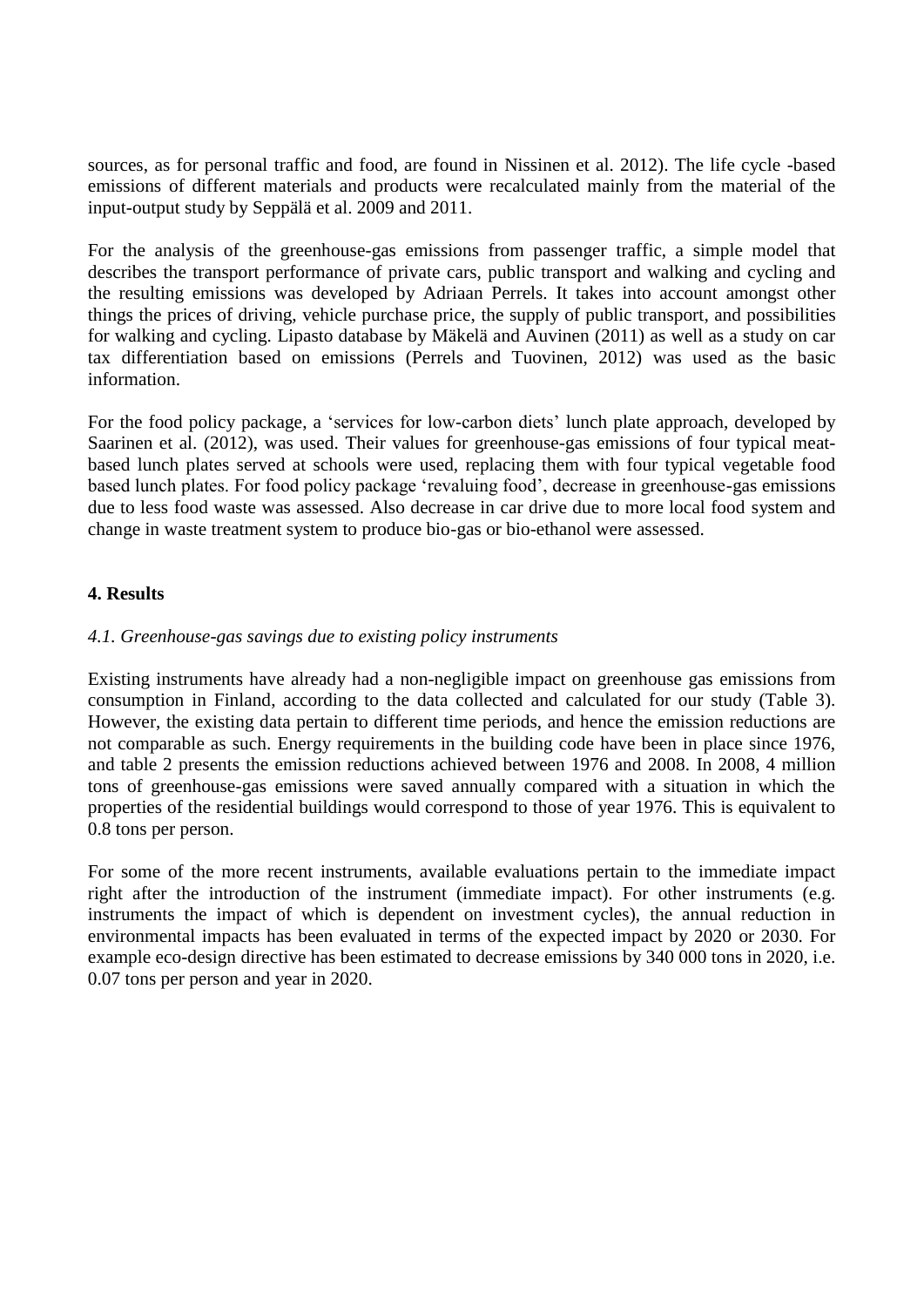sources, as for personal traffic and food, are found in Nissinen et al. 2012). The life cycle -based emissions of different materials and products were recalculated mainly from the material of the input-output study by Seppälä et al. 2009 and 2011.

For the analysis of the greenhouse-gas emissions from passenger traffic, a simple model that describes the transport performance of private cars, public transport and walking and cycling and the resulting emissions was developed by Adriaan Perrels. It takes into account amongst other things the prices of driving, vehicle purchase price, the supply of public transport, and possibilities for walking and cycling. Lipasto database by Mäkelä and Auvinen (2011) as well as a study on car tax differentiation based on emissions (Perrels and Tuovinen, 2012) was used as the basic information.

For the food policy package, a 'services for low-carbon diets' lunch plate approach, developed by Saarinen et al. (2012), was used. Their values for greenhouse-gas emissions of four typical meat-based lunch plates served at schools were used, replacing them with four typical vegetable food based lunch plates. For food policy package 'revaluing food', decrease in greenhouse-gas emissions due to less food waste was assessed. Also decrease in car drive due to more local food system and change in waste treatment system to produce bio-gas or bio-ethanol were assessed.

## 4. Results

### *4.1. Greenhouse-gas savings due to existing policy instruments*

Existing instruments have already had a non-negligible impact on greenhouse gas emissions from consumption in Finland, according to the data collected and calculated for our study (Table 3). However, the existing data pertain to different time periods, and hence the emission reductions are not comparable as such. Energy requirements in the building code have been in place since 1976, and table 2 presents the emission reductions achieved between 1976 and 2008. In 2008, 4 million tons of greenhouse-gas emissions were saved annually compared with a situation in which the properties of the residential buildings would correspond to those of year 1976. This is equivalent to 0.8 tons per person.

For some of the more recent instruments, available evaluations pertain to the immediate impact right after the introduction of the instrument (immediate impact). For other instruments (e.g. instruments the impact of which is dependent on investment cycles), the annual reduction in environmental impacts has been evaluated in terms of the expected impact by 2020 or 2030. For example eco-design directive has been estimated to decrease emissions by 340 000 tons in 2020, i.e. 0.07 tons per person and year in 2020.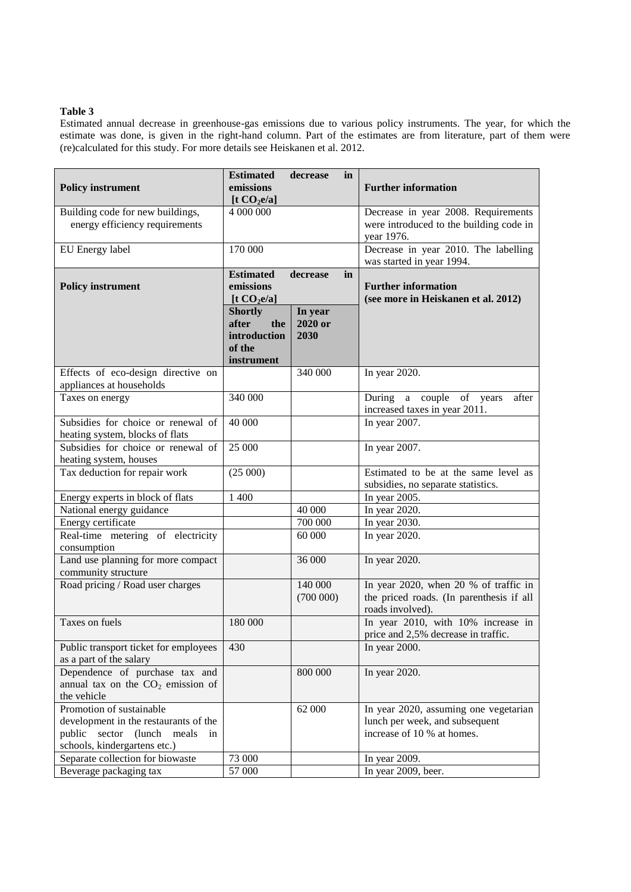**Table 3**

Estimated annual decrease in greenhouse-gas emissions due to various policy instruments. The year, for which the estimate was done, is given in the right-hand column. Part of the estimates are from literature, part of them were (re)calculated for this study. For more details see Heiskanen et al. 2012.

| **Policy instrument** | **Estimated decrease in emissions [t $CO_2$e/a]** | | **Further information** |
|---|---|---|---|
| Building code for new buildings, energy efficiency requirements | 4 000 000 | | Decrease in year 2008. Requirements were introduced to the building code in year 1976. |
| EU Energy label | 170 000 | | Decrease in year 2010. The labelling was started in year 1994. |
| **Policy instrument** | **Estimated decrease in emissions [t $CO_2$e/a]** | | **Further information (see more in Heiskanen et al. 2012)** |
| | **Shortly after the introduction of the instrument** | **In year 2020 or 2030** | |
| Effects of eco-design directive on appliances at households | | 340 000 | In year 2020. |
| Taxes on energy | 340 000 | | During a couple of years after increased taxes in year 2011. |
| Subsidies for choice or renewal of heating system, blocks of flats | 40 000 | | In year 2007. |
| Subsidies for choice or renewal of heating system, houses | 25 000 | | In year 2007. |
| Tax deduction for repair work | (25 000) | | Estimated to be at the same level as subsidies, no separate statistics. |
| Energy experts in block of flats | 1 400 | | In year 2005. |
| National energy guidance | | 40 000 | In year 2020. |
| Energy certificate | | 700 000 | In year 2030. |
| Real-time metering of electricity consumption | | 60 000 | In year 2020. |
| Land use planning for more compact community structure | | 36 000 | In year 2020. |
| Road pricing / Road user charges | | 140 000 (700 000) | In year 2020, when 20 % of traffic in the priced roads. (In parenthesis if all roads involved). |
| Taxes on fuels | 180 000 | | In year 2010, with 10% increase in price and 2,5% decrease in traffic. |
| Public transport ticket for employees as a part of the salary | 430 | | In year 2000. |
| Dependence of purchase tax and annual tax on the $CO_2$ emission of the vehicle | | 800 000 | In year 2020. |
| Promotion of sustainable development in the restaurants of the public sector (lunch meals in schools, kindergartens etc.) | | 62 000 | In year 2020, assuming one vegetarian lunch per week, and subsequent increase of 10 % at homes. |
| Separate collection for biowaste | 73 000 | | In year 2009. |
| Beverage packaging tax | 57 000 | | In year 2009, beer. |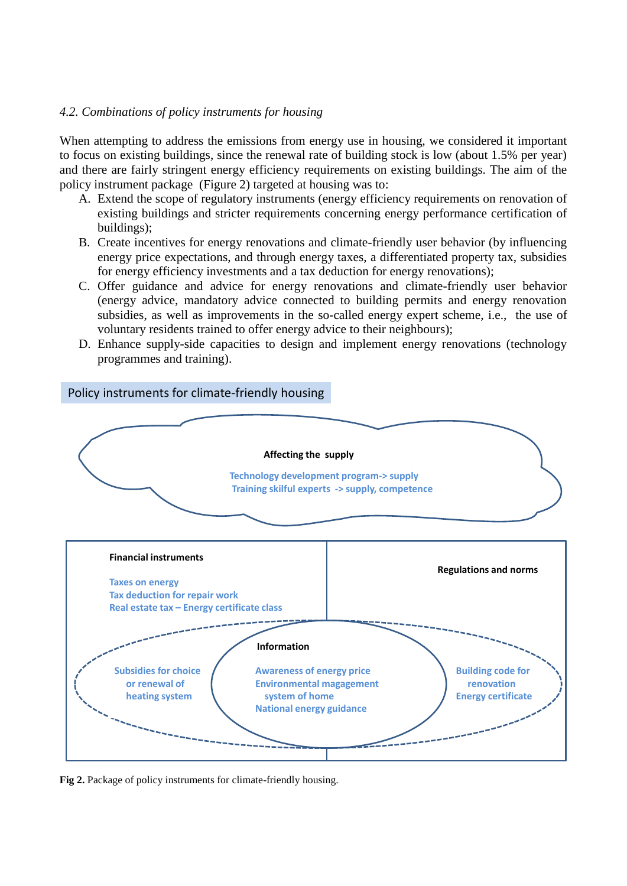*4.2. Combinations of policy instruments for housing*

When attempting to address the emissions from energy use in housing, we considered it important to focus on existing buildings, since the renewal rate of building stock is low (about 1.5% per year) and there are fairly stringent energy efficiency requirements on existing buildings. The aim of the policy instrument package (Figure 2) targeted at housing was to:

A. Extend the scope of regulatory instruments (energy efficiency requirements on renovation of existing buildings and stricter requirements concerning energy performance certification of buildings);
B. Create incentives for energy renovations and climate-friendly user behavior (by influencing energy price expectations, and through energy taxes, a differentiated property tax, subsidies for energy efficiency investments and a tax deduction for energy renovations);
C. Offer guidance and advice for energy renovations and climate-friendly user behavior (energy advice, mandatory advice connected to building permits and energy renovation subsidies, as well as improvements in the so-called energy expert scheme, i.e., the use of voluntary residents trained to offer energy advice to their neighbours);
D. Enhance supply-side capacities to design and implement energy renovations (technology programmes and training).

Policy instruments for climate-friendly housing

**Affecting the supply**

Technology development program-> supply
Training skilful experts -> supply, competence

**Financial instruments**

Taxes on energy
Tax deduction for repair work
Real estate tax – Energy certificate class

**Regulations and norms**

**Information**

Subsidies for choice or renewal of heating system

Awareness of energy price
Environmental magagement system of home
National energy guidance

Building code for renovation
Energy certificate

**Fig 2.** Package of policy instruments for climate-friendly housing.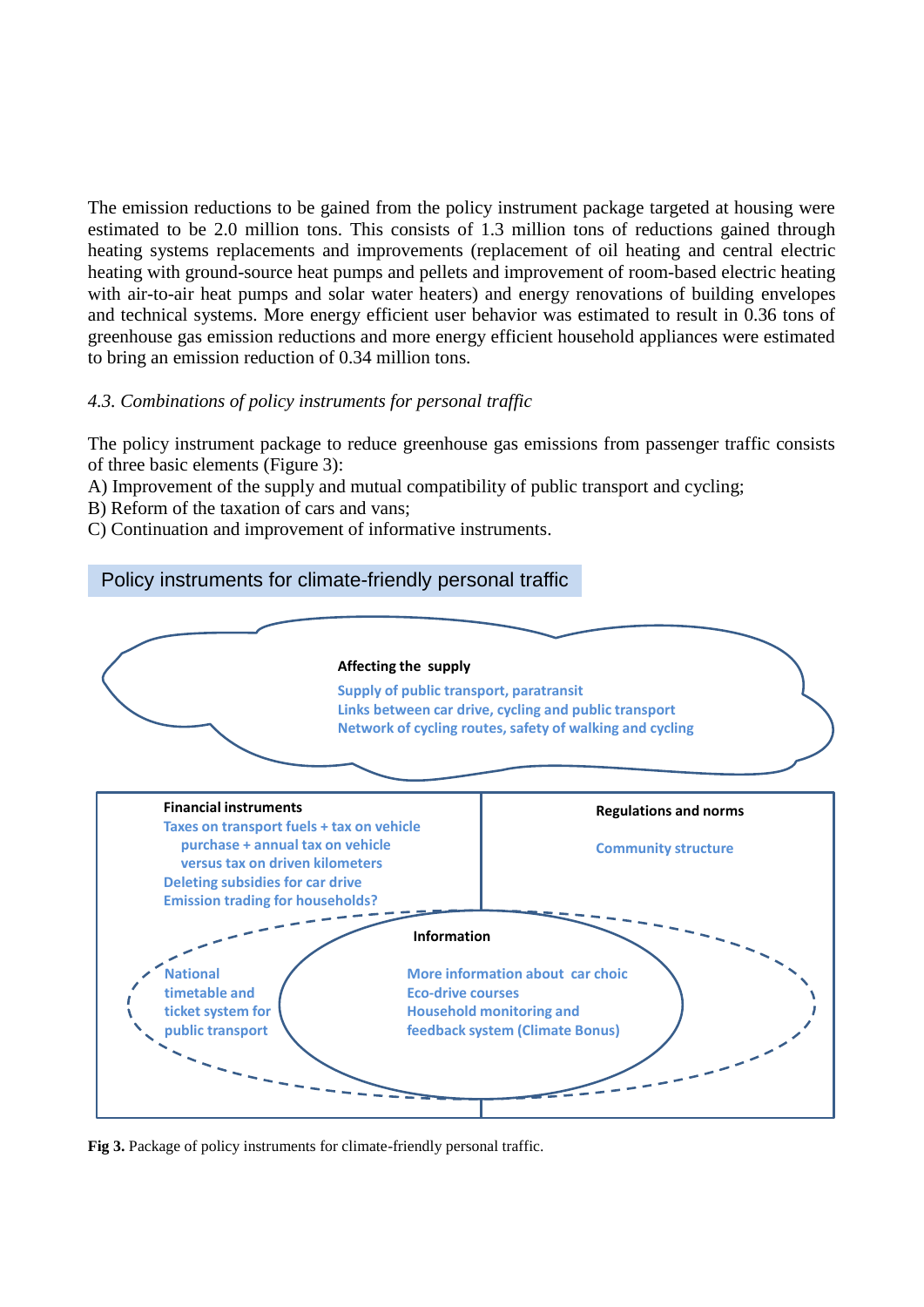The emission reductions to be gained from the policy instrument package targeted at housing were estimated to be 2.0 million tons. This consists of 1.3 million tons of reductions gained through heating systems replacements and improvements (replacement of oil heating and central electric heating with ground-source heat pumps and pellets and improvement of room-based electric heating with air-to-air heat pumps and solar water heaters) and energy renovations of building envelopes and technical systems. More energy efficient user behavior was estimated to result in 0.36 tons of greenhouse gas emission reductions and more energy efficient household appliances were estimated to bring an emission reduction of 0.34 million tons.

*4.3. Combinations of policy instruments for personal traffic*

The policy instrument package to reduce greenhouse gas emissions from passenger traffic consists of three basic elements (Figure 3):

A) Improvement of the supply and mutual compatibility of public transport and cycling;
B) Reform of the taxation of cars and vans;
C) Continuation and improvement of informative instruments.

Policy instruments for climate-friendly personal traffic

**Affecting the supply**

Supply of public transport, paratransit
Links between car drive, cycling and public transport
Network of cycling routes, safety of walking and cycling

**Financial instruments**

Taxes on transport fuels + tax on vehicle purchase + annual tax on vehicle versus tax on driven kilometers
Deleting subsidies for car drive
Emission trading for households?

**Regulations and norms**

Community structure

**Information**

National timetable and ticket system for public transport

More information about car choic
Eco-drive courses
Household monitoring and feedback system (Climate Bonus)

**Fig 3.** Package of policy instruments for climate-friendly personal traffic.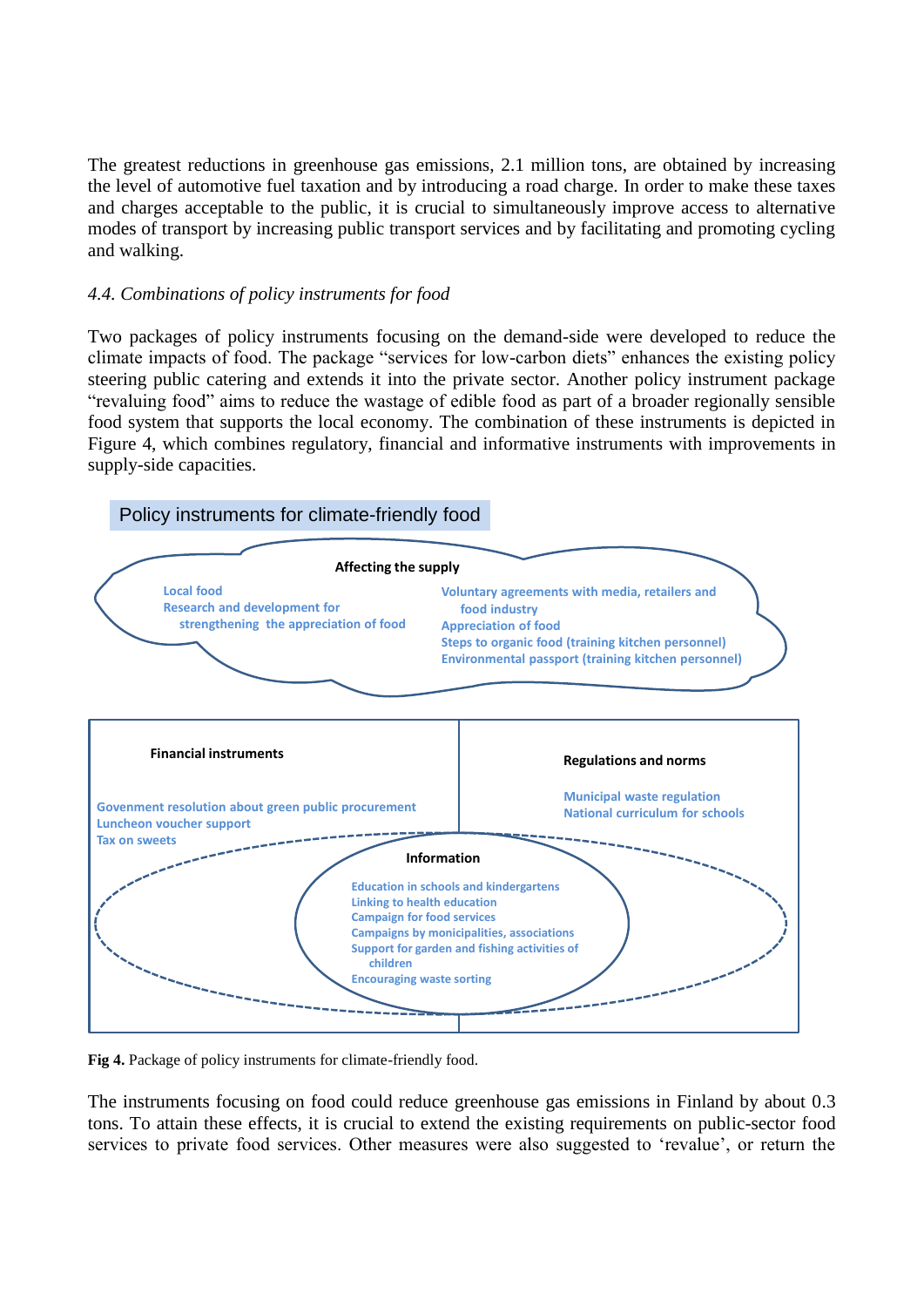The greatest reductions in greenhouse gas emissions, 2.1 million tons, are obtained by increasing the level of automotive fuel taxation and by introducing a road charge. In order to make these taxes and charges acceptable to the public, it is crucial to simultaneously improve access to alternative modes of transport by increasing public transport services and by facilitating and promoting cycling and walking.

### *4.4. Combinations of policy instruments for food*

Two packages of policy instruments focusing on the demand-side were developed to reduce the climate impacts of food. The package "services for low-carbon diets" enhances the existing policy steering public catering and extends it into the private sector. Another policy instrument package "revaluing food" aims to reduce the wastage of edible food as part of a broader regionally sensible food system that supports the local economy. The combination of these instruments is depicted in Figure 4, which combines regulatory, financial and informative instruments with improvements in supply-side capacities.

Policy instruments for climate-friendly food

**Affecting the supply**

- Local food
- Research and development for strengthening the appreciation of food
- Voluntary agreements with media, retailers and food industry
- Appreciation of food
- Steps to organic food (training kitchen personnel)
- Environmental passport (training kitchen personnel)

**Financial instruments**

- Govenment resolution about green public procurement
- Luncheon voucher support
- Tax on sweets

**Regulations and norms**

- Municipal waste regulation
- National curriculum for schools

**Information**

- Education in schools and kindergartens
- Linking to health education
- Campaign for food services
- Campaigns by monicipalities, associations
- Support for garden and fishing activities of children
- Encouraging waste sorting

**Fig 4.** Package of policy instruments for climate-friendly food.

The instruments focusing on food could reduce greenhouse gas emissions in Finland by about 0.3 tons. To attain these effects, it is crucial to extend the existing requirements on public-sector food services to private food services. Other measures were also suggested to 'revalue', or return the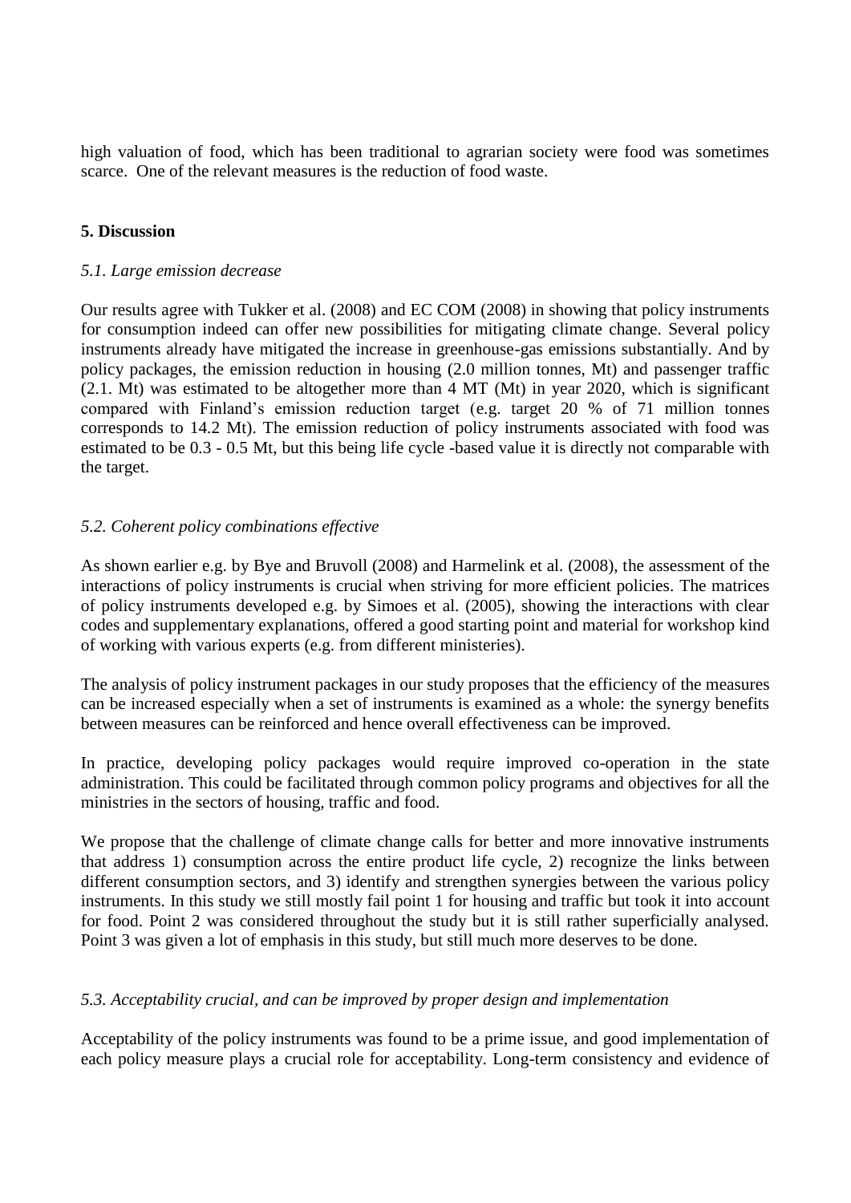high valuation of food, which has been traditional to agrarian society were food was sometimes scarce. One of the relevant measures is the reduction of food waste.

## 5. Discussion

### *5.1. Large emission decrease*

Our results agree with Tukker et al. (2008) and EC COM (2008) in showing that policy instruments for consumption indeed can offer new possibilities for mitigating climate change. Several policy instruments already have mitigated the increase in greenhouse-gas emissions substantially. And by policy packages, the emission reduction in housing (2.0 million tonnes, Mt) and passenger traffic (2.1. Mt) was estimated to be altogether more than 4 MT (Mt) in year 2020, which is significant compared with Finland's emission reduction target (e.g. target 20 % of 71 million tonnes corresponds to 14.2 Mt). The emission reduction of policy instruments associated with food was estimated to be 0.3 - 0.5 Mt, but this being life cycle -based value it is directly not comparable with the target.

### *5.2. Coherent policy combinations effective*

As shown earlier e.g. by Bye and Bruvoll (2008) and Harmelink et al. (2008), the assessment of the interactions of policy instruments is crucial when striving for more efficient policies. The matrices of policy instruments developed e.g. by Simoes et al. (2005), showing the interactions with clear codes and supplementary explanations, offered a good starting point and material for workshop kind of working with various experts (e.g. from different ministeries).

The analysis of policy instrument packages in our study proposes that the efficiency of the measures can be increased especially when a set of instruments is examined as a whole: the synergy benefits between measures can be reinforced and hence overall effectiveness can be improved.

In practice, developing policy packages would require improved co-operation in the state administration. This could be facilitated through common policy programs and objectives for all the ministries in the sectors of housing, traffic and food.

We propose that the challenge of climate change calls for better and more innovative instruments that address 1) consumption across the entire product life cycle, 2) recognize the links between different consumption sectors, and 3) identify and strengthen synergies between the various policy instruments. In this study we still mostly fail point 1 for housing and traffic but took it into account for food. Point 2 was considered throughout the study but it is still rather superficially analysed. Point 3 was given a lot of emphasis in this study, but still much more deserves to be done.

### *5.3. Acceptability crucial, and can be improved by proper design and implementation*

Acceptability of the policy instruments was found to be a prime issue, and good implementation of each policy measure plays a crucial role for acceptability. Long-term consistency and evidence of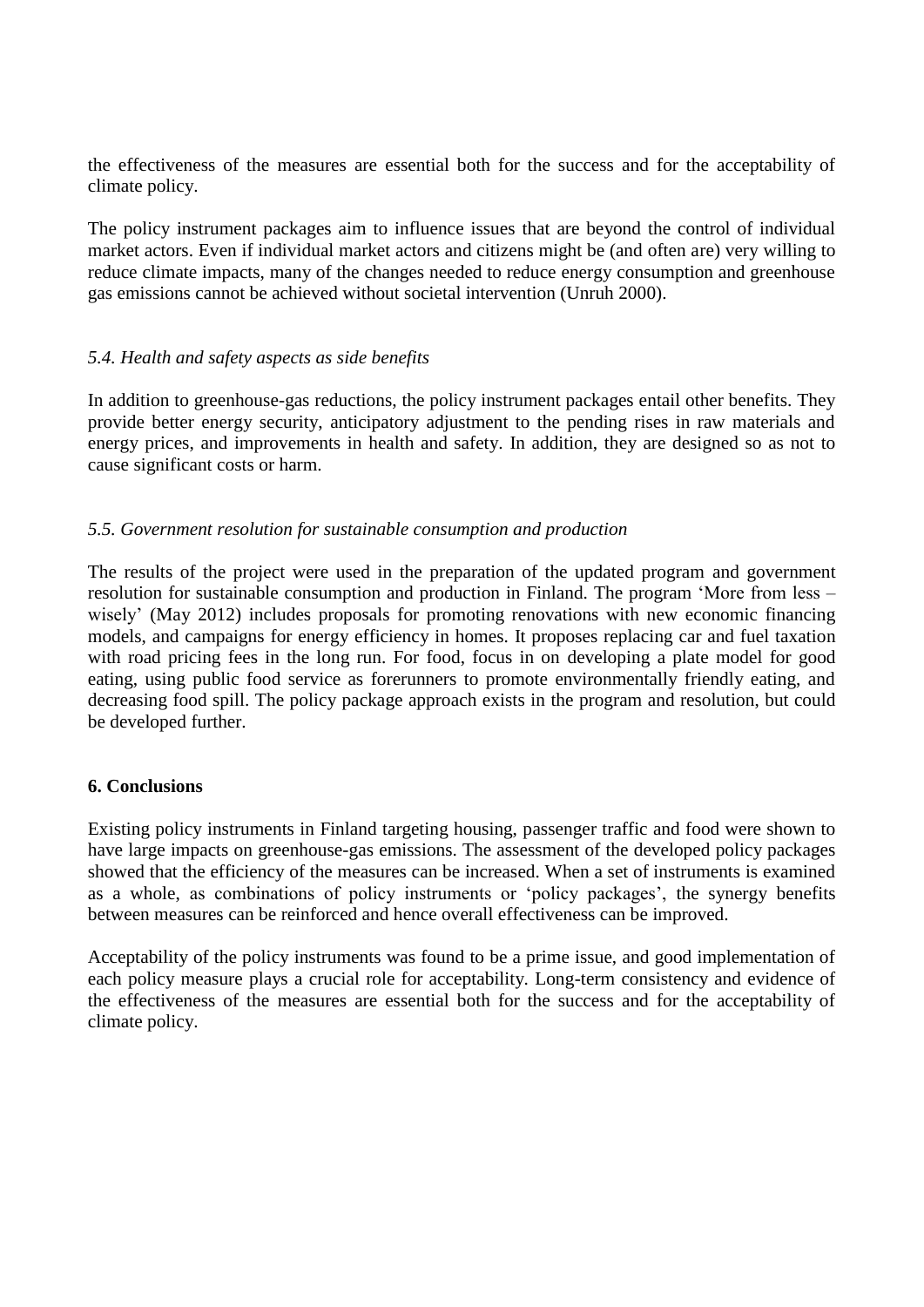the effectiveness of the measures are essential both for the success and for the acceptability of climate policy.

The policy instrument packages aim to influence issues that are beyond the control of individual market actors. Even if individual market actors and citizens might be (and often are) very willing to reduce climate impacts, many of the changes needed to reduce energy consumption and greenhouse gas emissions cannot be achieved without societal intervention (Unruh 2000).

### *5.4. Health and safety aspects as side benefits*

In addition to greenhouse-gas reductions, the policy instrument packages entail other benefits. They provide better energy security, anticipatory adjustment to the pending rises in raw materials and energy prices, and improvements in health and safety. In addition, they are designed so as not to cause significant costs or harm.

### *5.5. Government resolution for sustainable consumption and production*

The results of the project were used in the preparation of the updated program and government resolution for sustainable consumption and production in Finland. The program 'More from less – wisely' (May 2012) includes proposals for promoting renovations with new economic financing models, and campaigns for energy efficiency in homes. It proposes replacing car and fuel taxation with road pricing fees in the long run. For food, focus in on developing a plate model for good eating, using public food service as forerunners to promote environmentally friendly eating, and decreasing food spill. The policy package approach exists in the program and resolution, but could be developed further.

## 6. Conclusions

Existing policy instruments in Finland targeting housing, passenger traffic and food were shown to have large impacts on greenhouse-gas emissions. The assessment of the developed policy packages showed that the efficiency of the measures can be increased. When a set of instruments is examined as a whole, as combinations of policy instruments or 'policy packages', the synergy benefits between measures can be reinforced and hence overall effectiveness can be improved.

Acceptability of the policy instruments was found to be a prime issue, and good implementation of each policy measure plays a crucial role for acceptability. Long-term consistency and evidence of the effectiveness of the measures are essential both for the success and for the acceptability of climate policy.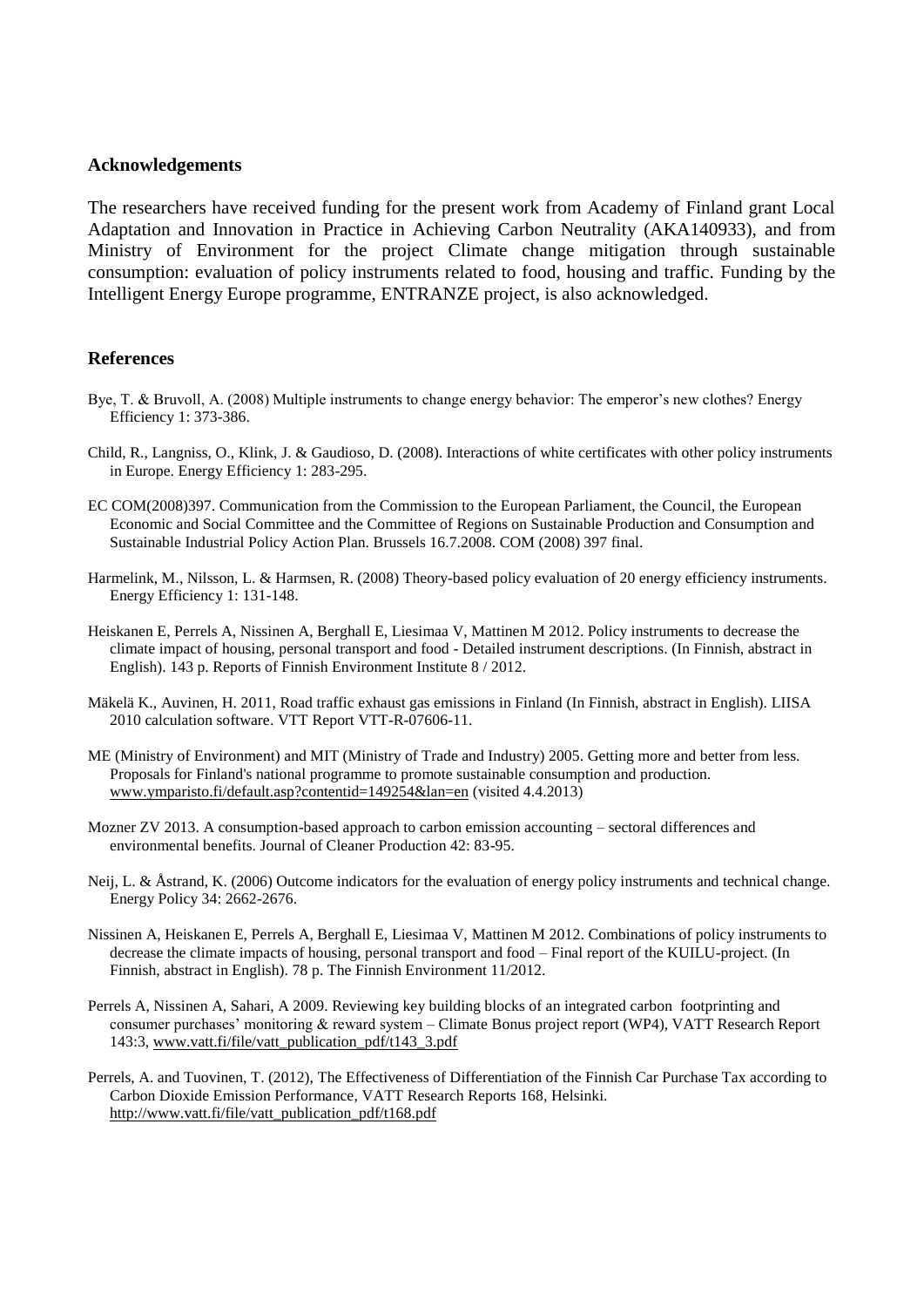## Acknowledgements

The researchers have received funding for the present work from Academy of Finland grant Local Adaptation and Innovation in Practice in Achieving Carbon Neutrality (AKA140933), and from Ministry of Environment for the project Climate change mitigation through sustainable consumption: evaluation of policy instruments related to food, housing and traffic. Funding by the Intelligent Energy Europe programme, ENTRANZE project, is also acknowledged.

## References

Bye, T. & Bruvoll, A. (2008) Multiple instruments to change energy behavior: The emperor's new clothes? Energy Efficiency 1: 373-386.

Child, R., Langniss, O., Klink, J. & Gaudioso, D. (2008). Interactions of white certificates with other policy instruments in Europe. Energy Efficiency 1: 283-295.

EC COM(2008)397. Communication from the Commission to the European Parliament, the Council, the European Economic and Social Committee and the Committee of Regions on Sustainable Production and Consumption and Sustainable Industrial Policy Action Plan. Brussels 16.7.2008. COM (2008) 397 final.

Harmelink, M., Nilsson, L. & Harmsen, R. (2008) Theory-based policy evaluation of 20 energy efficiency instruments. Energy Efficiency 1: 131-148.

Heiskanen E, Perrels A, Nissinen A, Berghall E, Liesimaa V, Mattinen M 2012. Policy instruments to decrease the climate impact of housing, personal transport and food - Detailed instrument descriptions. (In Finnish, abstract in English). 143 p. Reports of Finnish Environment Institute 8 / 2012.

Mäkelä K., Auvinen, H. 2011, Road traffic exhaust gas emissions in Finland (In Finnish, abstract in English). LIISA 2010 calculation software. VTT Report VTT-R-07606-11.

ME (Ministry of Environment) and MIT (Ministry of Trade and Industry) 2005. Getting more and better from less. Proposals for Finland's national programme to promote sustainable consumption and production. www.ymparisto.fi/default.asp?contentid=149254&lan=en (visited 4.4.2013)

Mozner ZV 2013. A consumption-based approach to carbon emission accounting – sectoral differences and environmental benefits. Journal of Cleaner Production 42: 83-95.

Neij, L. & Åstrand, K. (2006) Outcome indicators for the evaluation of energy policy instruments and technical change. Energy Policy 34: 2662-2676.

Nissinen A, Heiskanen E, Perrels A, Berghall E, Liesimaa V, Mattinen M 2012. Combinations of policy instruments to decrease the climate impacts of housing, personal transport and food – Final report of the KUILU-project. (In Finnish, abstract in English). 78 p. The Finnish Environment 11/2012.

Perrels A, Nissinen A, Sahari, A 2009. Reviewing key building blocks of an integrated carbon footprinting and consumer purchases' monitoring & reward system – Climate Bonus project report (WP4), VATT Research Report 143:3, www.vatt.fi/file/vatt_publication_pdf/t143_3.pdf

Perrels, A. and Tuovinen, T. (2012), The Effectiveness of Differentiation of the Finnish Car Purchase Tax according to Carbon Dioxide Emission Performance, VATT Research Reports 168, Helsinki. http://www.vatt.fi/file/vatt_publication_pdf/t168.pdf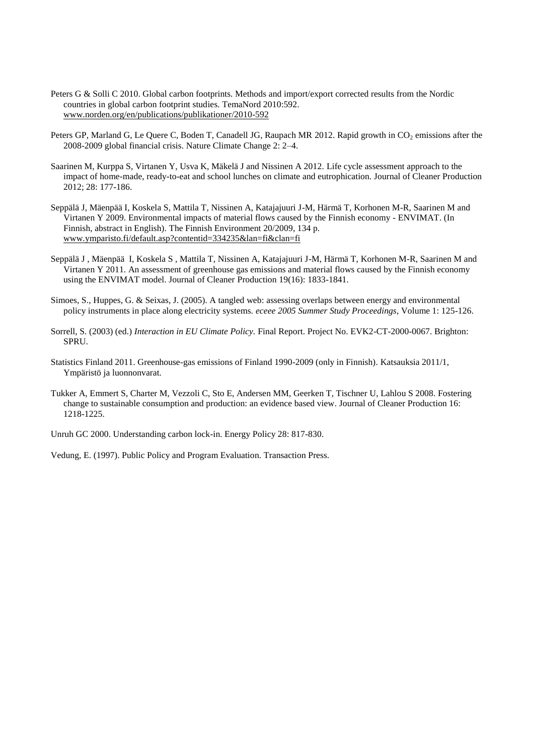Peters G & Solli C 2010. Global carbon footprints. Methods and import/export corrected results from the Nordic countries in global carbon footprint studies. TemaNord 2010:592. www.norden.org/en/publications/publikationer/2010-592

Peters GP, Marland G, Le Quere C, Boden T, Canadell JG, Raupach MR 2012. Rapid growth in $CO_2$ emissions after the 2008-2009 global financial crisis. Nature Climate Change 2: 2–4.

Saarinen M, Kurppa S, Virtanen Y, Usva K, Mäkelä J and Nissinen A 2012. Life cycle assessment approach to the impact of home-made, ready-to-eat and school lunches on climate and eutrophication. Journal of Cleaner Production 2012; 28: 177-186.

Seppälä J, Mäenpää I, Koskela S, Mattila T, Nissinen A, Katajajuuri J-M, Härmä T, Korhonen M-R, Saarinen M and Virtanen Y 2009. Environmental impacts of material flows caused by the Finnish economy - ENVIMAT. (In Finnish, abstract in English). The Finnish Environment 20/2009, 134 p. www.ymparisto.fi/default.asp?contentid=334235&lan=fi&clan=fi

Seppälä J , Mäenpää I, Koskela S , Mattila T, Nissinen A, Katajajuuri J-M, Härmä T, Korhonen M-R, Saarinen M and Virtanen Y 2011. An assessment of greenhouse gas emissions and material flows caused by the Finnish economy using the ENVIMAT model. Journal of Cleaner Production 19(16): 1833-1841.

Simoes, S., Huppes, G. & Seixas, J. (2005). A tangled web: assessing overlaps between energy and environmental policy instruments in place along electricity systems. *eceee 2005 Summer Study Proceedings*, Volume 1: 125-126.

Sorrell, S. (2003) (ed.) *Interaction in EU Climate Policy.* Final Report. Project No. EVK2-CT-2000-0067. Brighton: SPRU.

Statistics Finland 2011. Greenhouse-gas emissions of Finland 1990-2009 (only in Finnish). Katsauksia 2011/1, Ympäristö ja luonnonvarat.

Tukker A, Emmert S, Charter M, Vezzoli C, Sto E, Andersen MM, Geerken T, Tischner U, Lahlou S 2008. Fostering change to sustainable consumption and production: an evidence based view. Journal of Cleaner Production 16: 1218-1225.

Unruh GC 2000. Understanding carbon lock-in. Energy Policy 28: 817-830.

Vedung, E. (1997). Public Policy and Program Evaluation. Transaction Press.